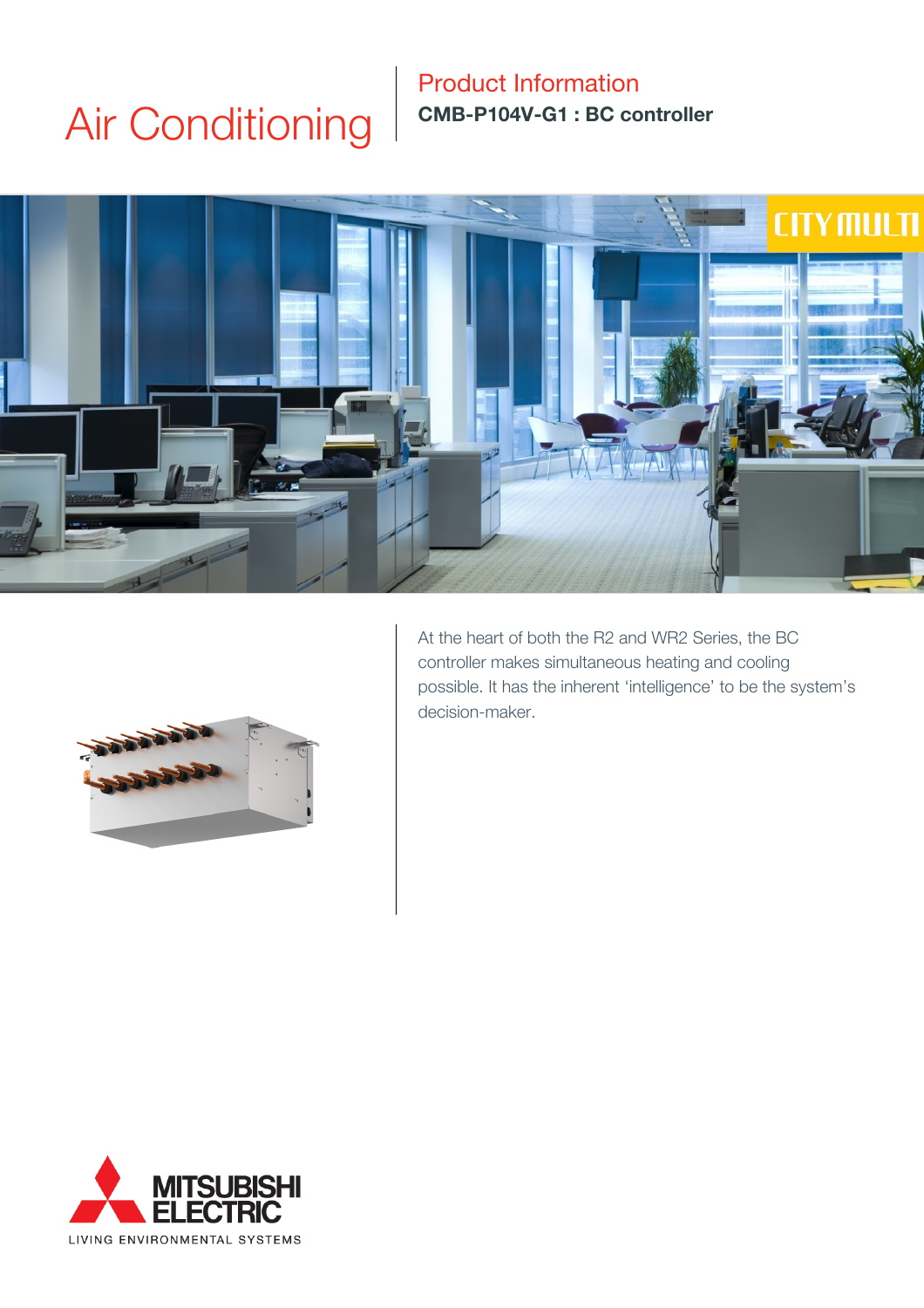# Air Conditioning

## Product Information

**CMB-P104V-G1 : BC controller**

CITY MULTI

At the heart of both the R2 and WR2 Series, the BC controller makes simultaneous heating and cooling possible. It has the inherent 'intelligence' to be the system's decision-maker.

MITSUBISHI ELECTRIC

LIVING ENVIRONMENTAL SYSTEMS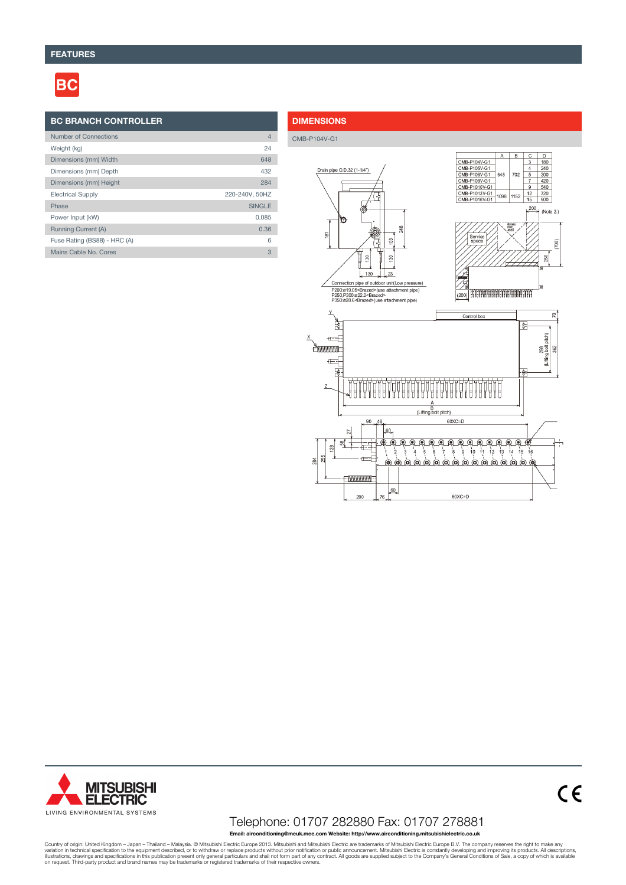## FEATURES

BC

## BC BRANCH CONTROLLER

| | |
|---|---|
| Number of Connections | 4 |
| Weight (kg) | 24 |
| Dimensions (mm) Width | 648 |
| Dimensions (mm) Depth | 432 |
| Dimensions (mm) Height | 284 |
| Electrical Supply | 220-240V, 50HZ |
| Phase | SINGLE |
| Power Input (kW) | 0.085 |
| Running Current (A) | 0.36 |
| Fuse Rating (BS88) - HRC (A) | 6 |
| Mains Cable No. Cores | 3 |

## DIMENSIONS

CMB-P104V-G1

| | A | B | C | D |
|---|---|---|---|---|
| CMB-P104V-G1 | 648 | 702 | 3 | 180 |
| CMB-P105V-G1 | | | 4 | 240 |
| CMB-P106V-G1 | | | 5 | 300 |
| CMB-P108V-G1 | | | 7 | 420 |
| CMB-P1010V-G1 | | | 9 | 540 |
| CMB-P1013V-G1 | 1098 | 1152 | 12 | 720 |
| CMB-P1016V-G1 | | | 15 | 900 |

Drain pipe O.D.32 (1-1/4")

Connection pipe of outdoor unit(Low pressure)
P200:ø19.05<Brazed>(use attachment pipe)
P250,P300:ø22.2<Brazed>
P350:ø28.6<Brazed>(use attachment pipe)

(Note 2.)

Service space

Control box

(Lifting bolt pitch)

60XC=D

Telephone: 01707 282880 Fax: 01707 278881

**Email: airconditioning@meuk.mee.com Website: http://www.airconditioning.mitsubishielectric.co.uk**

Country of origin: United Kingdom – Japan – Thailand – Malaysia. © Mitsubishi Electric Europe 2013. Mitsubishi and Mitsubishi Electric are trademarks of Mitsubishi Electric Europe B.V. The company reserves the right to make any variation in technical specification to the equipment described, or to withdraw or replace products without prior notification or public announcement. Mitsubishi Electric is constantly developing and improving its products. All descriptions, illustrations, drawings and specifications in this publication present only general particulars and shall not form part of any contract. All goods are supplied subject to the Company's General Conditions of Sale, a copy of which is available on request. Third-party product and brand names may be trademarks or registered trademarks of their respective owners.